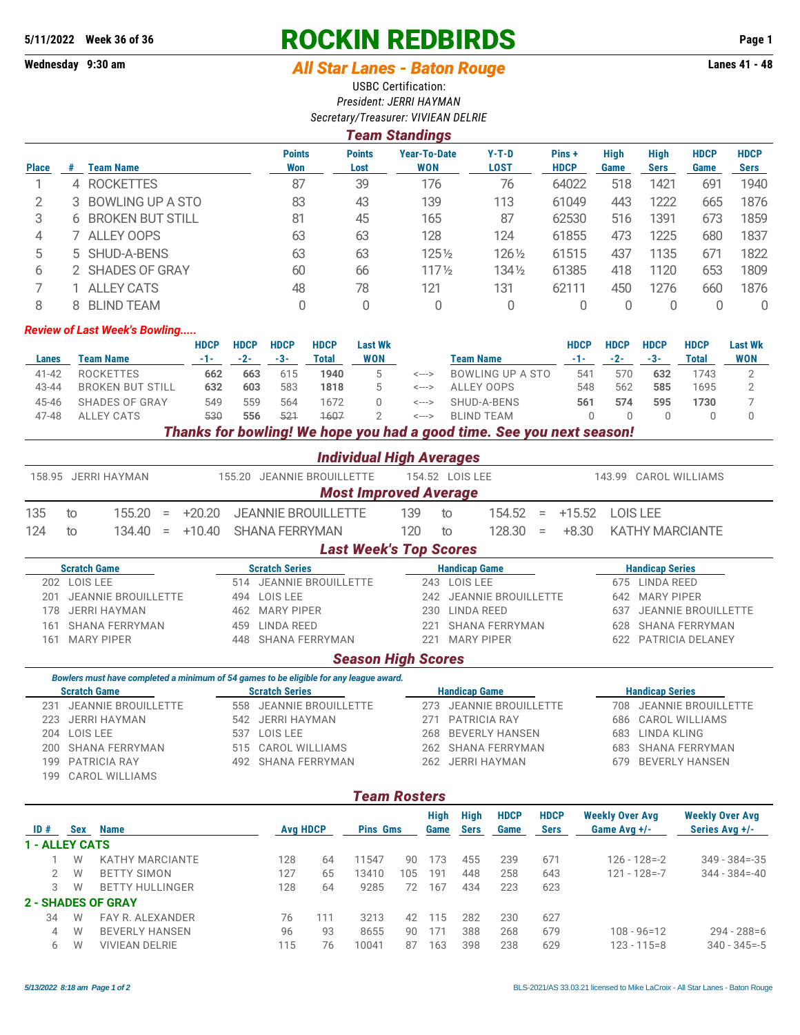**5/11/2022 Week 36 of 36**

# ROCKIN REDBIRDS

## All Star Lanes - Baton Rouge

**Wednesday 9:30 am** — **Lanes 41 - 48**

USBC Certification:
*President: JERRI HAYMAN*
*Secretary/Treasurer: VIVIEAN DELRIE*

### Team Standings

| Place | # | Team Name | Points Won | Points Lost | Year-To-Date WON | Y-T-D LOST | Pins + HDCP | High Game | High Sers | HDCP Game | HDCP Sers |
|---|---|---|---|---|---|---|---|---|---|---|---|
| 1 | 4 | ROCKETTES | 87 | 39 | 176 | 76 | 64022 | 518 | 1421 | 691 | 1940 |
| 2 | 3 | BOWLING UP A STO | 83 | 43 | 139 | 113 | 61049 | 443 | 1222 | 665 | 1876 |
| 3 | 6 | BROKEN BUT STILL | 81 | 45 | 165 | 87 | 62530 | 516 | 1391 | 673 | 1859 |
| 4 | 7 | ALLEY OOPS | 63 | 63 | 128 | 124 | 61855 | 473 | 1225 | 680 | 1837 |
| 5 | 5 | SHUD-A-BENS | 63 | 63 | 125½ | 126½ | 61515 | 437 | 1135 | 671 | 1822 |
| 6 | 2 | SHADES OF GRAY | 60 | 66 | 117½ | 134½ | 61385 | 418 | 1120 | 653 | 1809 |
| 7 | 1 | ALLEY CATS | 48 | 78 | 121 | 131 | 62111 | 450 | 1276 | 660 | 1876 |
| 8 | 8 | BLIND TEAM | 0 | 0 | 0 | 0 | 0 | 0 | 0 | 0 | 0 |

*Review of Last Week's Bowling.....*

| Lanes | Team Name | HDCP -1- | HDCP -2- | HDCP -3- | HDCP Total | Last Wk WON | | Team Name | HDCP -1- | HDCP -2- | HDCP -3- | HDCP Total | Last Wk WON |
|---|---|---|---|---|---|---|---|---|---|---|---|---|---|
| 41-42 | ROCKETTES | **662** | **663** | 615 | **1940** | 5 | <---> | BOWLING UP A STO | 541 | 570 | **632** | 1743 | 2 |
| 43-44 | BROKEN BUT STILL | **632** | **603** | 583 | **1818** | 5 | <---> | ALLEY OOPS | 548 | 562 | **585** | 1695 | 2 |
| 45-46 | SHADES OF GRAY | 549 | 559 | 564 | 1672 | 0 | <---> | SHUD-A-BENS | **561** | **574** | **595** | **1730** | 7 |
| 47-48 | ALLEY CATS | ~~530~~ | **556** | ~~521~~ | ~~1607~~ | 2 | <---> | BLIND TEAM | 0 | 0 | 0 | 0 | 0 |

***Thanks for bowling! We hope you had a good time. See you next season!***

### Individual High Averages

158.95 JERRI HAYMAN — 155.20 JEANNIE BROUILLETTE — 154.52 LOIS LEE — 143.99 CAROL WILLIAMS

### Most Improved Average

| | | | | | | | | | | | |
|---|---|---|---|---|---|---|---|---|---|---|---|
| 135 | to | 155.20 | = | +20.20 | JEANNIE BROUILLETTE | 139 | to | 154.52 | = | +15.52 | LOIS LEE |
| 124 | to | 134.40 | = | +10.40 | SHANA FERRYMAN | 120 | to | 128.30 | = | +8.30 | KATHY MARCIANTE |

### Last Week's Top Scores

| Scratch Game | Scratch Series | Handicap Game | Handicap Series |
|---|---|---|---|
| 202 LOIS LEE | 514 JEANNIE BROUILLETTE | 243 LOIS LEE | 675 LINDA REED |
| 201 JEANNIE BROUILLETTE | 494 LOIS LEE | 242 JEANNIE BROUILLETTE | 642 MARY PIPER |
| 178 JERRI HAYMAN | 462 MARY PIPER | 230 LINDA REED | 637 JEANNIE BROUILLETTE |
| 161 SHANA FERRYMAN | 459 LINDA REED | 221 SHANA FERRYMAN | 628 SHANA FERRYMAN |
| 161 MARY PIPER | 448 SHANA FERRYMAN | 221 MARY PIPER | 622 PATRICIA DELANEY |

### Season High Scores

*Bowlers must have completed a minimum of 54 games to be eligible for any league award.*

| Scratch Game | Scratch Series | Handicap Game | Handicap Series |
|---|---|---|---|
| 231 JEANNIE BROUILLETTE | 558 JEANNIE BROUILLETTE | 273 JEANNIE BROUILLETTE | 708 JEANNIE BROUILLETTE |
| 223 JERRI HAYMAN | 542 JERRI HAYMAN | 271 PATRICIA RAY | 686 CAROL WILLIAMS |
| 204 LOIS LEE | 537 LOIS LEE | 268 BEVERLY HANSEN | 683 LINDA KLING |
| 200 SHANA FERRYMAN | 515 CAROL WILLIAMS | 262 SHANA FERRYMAN | 683 SHANA FERRYMAN |
| 199 PATRICIA RAY | 492 SHANA FERRYMAN | 262 JERRI HAYMAN | 679 BEVERLY HANSEN |
| 199 CAROL WILLIAMS | | | |

### Team Rosters

| ID # | Sex | Name | Avg | HDCP | Pins | Gms | High Game | High Sers | HDCP Game | HDCP Sers | Weekly Over Avg Game Avg +/- | Weekly Over Avg Series Avg +/- |
|---|---|---|---|---|---|---|---|---|---|---|---|---|
| **1 - ALLEY CATS** | | | | | | | | | | | | |
| 1 | W | KATHY MARCIANTE | 128 | 64 | 11547 | 90 | 173 | 455 | 239 | 671 | 126 - 128=-2 | 349 - 384=-35 |
| 2 | W | BETTY SIMON | 127 | 65 | 13410 | 105 | 191 | 448 | 258 | 643 | 121 - 128=-7 | 344 - 384=-40 |
| 3 | W | BETTY HULLINGER | 128 | 64 | 9285 | 72 | 167 | 434 | 223 | 623 | | |
| **2 - SHADES OF GRAY** | | | | | | | | | | | | |
| 34 | W | FAY R. ALEXANDER | 76 | 111 | 3213 | 42 | 115 | 282 | 230 | 627 | | |
| 4 | W | BEVERLY HANSEN | 96 | 93 | 8655 | 90 | 171 | 388 | 268 | 679 | 108 - 96=12 | 294 - 288=6 |
| 6 | W | VIVIEAN DELRIE | 115 | 76 | 10041 | 87 | 163 | 398 | 238 | 629 | 123 - 115=8 | 340 - 345=-5 |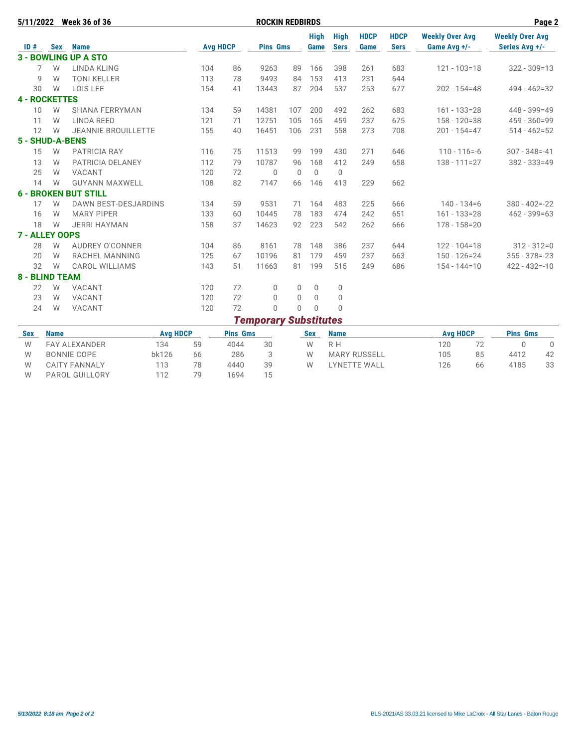**ROCKIN REDBIRDS**

5/11/2022 Week 36 of 36

| ID # | Sex | Name | Avg | HDCP | Pins | Gms | High Game | High Sers | HDCP Game | HDCP Sers | Weekly Over Avg Game Avg +/- | Weekly Over Avg Series Avg +/- |
|---|---|---|---|---|---|---|---|---|---|---|---|---|
| **3 - BOWLING UP A STO** | | | | | | | | | | | | |
| 7 | W | LINDA KLING | 104 | 86 | 9263 | 89 | 166 | 398 | 261 | 683 | 121 - 103=18 | 322 - 309=13 |
| 9 | W | TONI KELLER | 113 | 78 | 9493 | 84 | 153 | 413 | 231 | 644 | | |
| 30 | W | LOIS LEE | 154 | 41 | 13443 | 87 | 204 | 537 | 253 | 677 | 202 - 154=48 | 494 - 462=32 |
| **4 - ROCKETTES** | | | | | | | | | | | | |
| 10 | W | SHANA FERRYMAN | 134 | 59 | 14381 | 107 | 200 | 492 | 262 | 683 | 161 - 133=28 | 448 - 399=49 |
| 11 | W | LINDA REED | 121 | 71 | 12751 | 105 | 165 | 459 | 237 | 675 | 158 - 120=38 | 459 - 360=99 |
| 12 | W | JEANNIE BROUILLETTE | 155 | 40 | 16451 | 106 | 231 | 558 | 273 | 708 | 201 - 154=47 | 514 - 462=52 |
| **5 - SHUD-A-BENS** | | | | | | | | | | | | |
| 15 | W | PATRICIA RAY | 116 | 75 | 11513 | 99 | 199 | 430 | 271 | 646 | 110 - 116=-6 | 307 - 348=-41 |
| 13 | W | PATRICIA DELANEY | 112 | 79 | 10787 | 96 | 168 | 412 | 249 | 658 | 138 - 111=27 | 382 - 333=49 |
| 25 | W | VACANT | 120 | 72 | 0 | 0 | 0 | 0 | | | | |
| 14 | W | GUYANN MAXWELL | 108 | 82 | 7147 | 66 | 146 | 413 | 229 | 662 | | |
| **6 - BROKEN BUT STILL** | | | | | | | | | | | | |
| 17 | W | DAWN BEST-DESJARDINS | 134 | 59 | 9531 | 71 | 164 | 483 | 225 | 666 | 140 - 134=6 | 380 - 402=-22 |
| 16 | W | MARY PIPER | 133 | 60 | 10445 | 78 | 183 | 474 | 242 | 651 | 161 - 133=28 | 462 - 399=63 |
| 18 | W | JERRI HAYMAN | 158 | 37 | 14623 | 92 | 223 | 542 | 262 | 666 | 178 - 158=20 | |
| **7 - ALLEY OOPS** | | | | | | | | | | | | |
| 28 | W | AUDREY O'CONNER | 104 | 86 | 8161 | 78 | 148 | 386 | 237 | 644 | 122 - 104=18 | 312 - 312=0 |
| 20 | W | RACHEL MANNING | 125 | 67 | 10196 | 81 | 179 | 459 | 237 | 663 | 150 - 126=24 | 355 - 378=-23 |
| 32 | W | CAROL WILLIAMS | 143 | 51 | 11663 | 81 | 199 | 515 | 249 | 686 | 154 - 144=10 | 422 - 432=-10 |
| **8 - BLIND TEAM** | | | | | | | | | | | | |
| 22 | W | VACANT | 120 | 72 | 0 | 0 | 0 | 0 | | | | |
| 23 | W | VACANT | 120 | 72 | 0 | 0 | 0 | 0 | | | | |
| 24 | W | VACANT | 120 | 72 | 0 | 0 | 0 | 0 | | | | |

## *Temporary Substitutes*

| Sex | Name | Avg | HDCP | Pins | Gms | Sex | Name | Avg | HDCP | Pins | Gms |
|---|---|---|---|---|---|---|---|---|---|---|---|
| W | FAY ALEXANDER | 134 | 59 | 4044 | 30 | W | R H | 120 | 72 | 0 | 0 |
| W | BONNIE COPE | bk126 | 66 | 286 | 3 | W | MARY RUSSELL | 105 | 85 | 4412 | 42 |
| W | CAITY FANNALY | 113 | 78 | 4440 | 39 | W | LYNETTE WALL | 126 | 66 | 4185 | 33 |
| W | PAROL GUILLORY | 112 | 79 | 1694 | 15 | | | | | | |

*5/13/2022 8:18 am*

BLS-2021/AS 33.03.21 licensed to Mike LaCroix - All Star Lanes - Baton Rouge